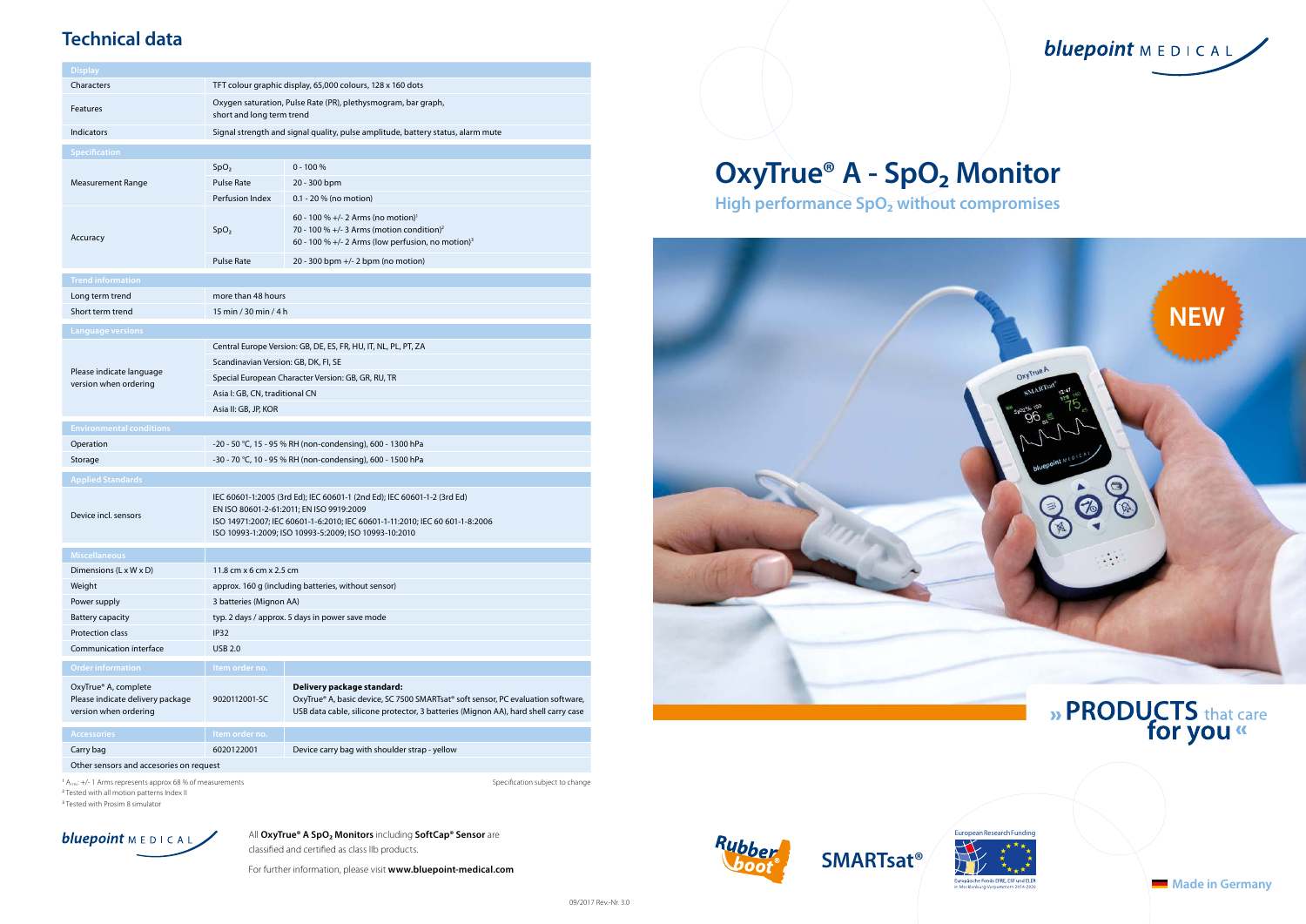## Technical data

| Display | | |
|---|---|---|
| Characters | TFT colour graphic display, 65,000 colours, 128 x 160 dots | |
| Features | Oxygen saturation, Pulse Rate (PR), plethysmogram, bar graph, short and long term trend | |
| Indicators | Signal strength and signal quality, pulse amplitude, battery status, alarm mute | |
| **Specification** | | |
| Measurement Range | $SpO_2$ | 0 - 100 % |
| | Pulse Rate | 20 - 300 bpm |
| | Perfusion Index | 0.1 - 20 % (no motion) |
| Accuracy | $SpO_2$ | 60 - 100 % +/- 2 Arms (no motion)[1] 70 - 100 % +/- 3 Arms (motion condition)[2] 60 - 100 % +/- 2 Arms (low perfusion, no motion)[3] |
| | Pulse Rate | 20 - 300 bpm +/- 2 bpm (no motion) |
| **Trend information** | | |
| Long term trend | more than 48 hours | |
| Short term trend | 15 min / 30 min / 4 h | |
| **Language versions** | | |
| Please indicate language version when ordering | Central Europe Version: GB, DE, ES, FR, HU, IT, NL, PL, PT, ZA | |
| | Scandinavian Version: GB, DK, FI, SE | |
| | Special European Character Version: GB, GR, RU, TR | |
| | Asia I: GB, CN, traditional CN | |
| | Asia II: GB, JP, KOR | |
| **Environmental conditions** | | |
| Operation | -20 - 50 °C, 15 - 95 % RH (non-condensing), 600 - 1300 hPa | |
| Storage | -30 - 70 °C, 10 - 95 % RH (non-condensing), 600 - 1500 hPa | |
| **Applied Standards** | | |
| Device incl. sensors | IEC 60601-1:2005 (3rd Ed); IEC 60601-1 (2nd Ed); IEC 60601-1-2 (3rd Ed) EN ISO 80601-2-61:2011; EN ISO 9919:2009 ISO 14971:2007; IEC 60601-1-6:2010; IEC 60601-1-11:2010; IEC 60 601-1-8:2006 ISO 10993-1:2009; ISO 10993-5:2009; ISO 10993-10:2010 | |
| **Miscellaneous** | | |
| Dimensions (L x W x D) | 11.8 cm x 6 cm x 2.5 cm | |
| Weight | approx. 160 g (including batteries, without sensor) | |
| Power supply | 3 batteries (Mignon AA) | |
| Battery capacity | typ. 2 days / approx. 5 days in power save mode | |
| Protection class | IP32 | |
| Communication interface | USB 2.0 | |
| **Order information** | **Item order no.** | |
| OxyTrue® A, complete Please indicate delivery package version when ordering | 9020112001-SC | **Delivery package standard:** OxyTrue® A, basic device, SC 7500 SMARTsat® soft sensor, PC evaluation software, USB data cable, silicone protector, 3 batteries (Mignon AA), hard shell carry case |
| **Accessories** | **Item order no.** | |
| Carry bag | 6020122001 | Device carry bag with shoulder strap - yellow |
| Other sensors and accesories on request | | |

[1] $A_{rms}$: +/- 1 Arms represents approx 68 % of measurements
[2] Tested with all motion patterns Index II
[3] Tested with Prosim 8 simulator

Specification subject to change

bluepoint MEDICAL

All **OxyTrue® A SpO₂ Monitors** including **SoftCap® Sensor** are classified and certified as class IIb products.

For further information, please visit **www.bluepoint-medical.com**

09/2017 Rev.-Nr. 3.0

bluepoint MEDICAL

# OxyTrue® A - $SpO_2$ Monitor

### High performance $SpO_2$ without compromises

NEW

» **PRODUCTS** that care **for you** «

Rubber boot®

SMARTsat®

European Research Funding

Europäische Fonds EFRE, ESF und ELER in Mecklenburg-Vorpommern 2014-2020

Made in Germany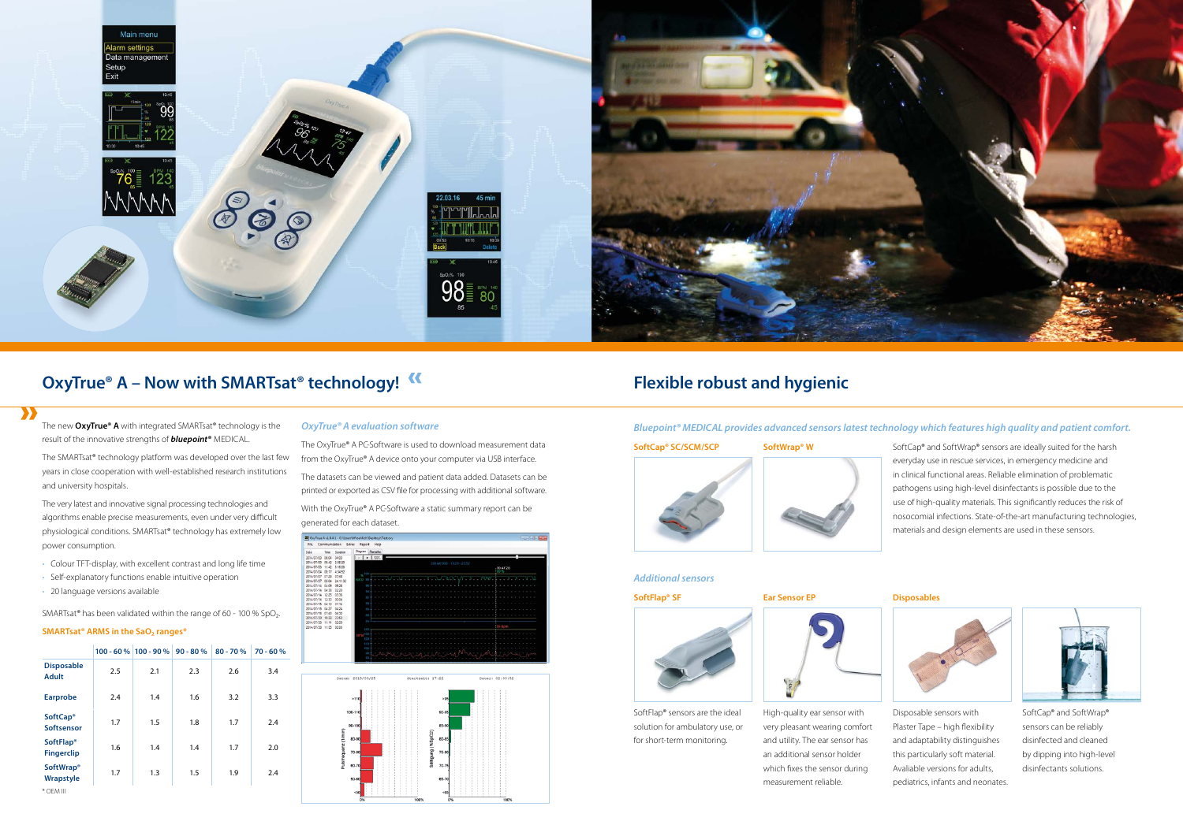## OxyTrue® A – Now with SMARTsat® technology!

The new **OxyTrue® A** with integrated SMARTsat® technology is the result of the innovative strengths of ***bluepoint®*** MEDICAL.

The SMARTsat® technology platform was developed over the last few years in close cooperation with well-established research institutions and university hospitals.

The very latest and innovative signal processing technologies and algorithms enable precise measurements, even under very difficult physiological conditions. SMARTsat® technology has extremely low power consumption.

- Colour TFT-display, with excellent contrast and long life time
- Self-explanatory functions enable intuitive operation
- 20 language versions available

SMARTsat® has been validated within the range of 60 - 100 % $SpO_2$.

**SMARTsat® ARMS in the $SaO_2$ ranges***

| | 100 - 60 % | 100 - 90 % | 90 - 80 % | 80 - 70 % | 70 - 60 % |
|---|---|---|---|---|---|
| **Disposable Adult** | 2.5 | 2.1 | 2.3 | 2.6 | 3.4 |
| **Earprobe** | 2.4 | 1.4 | 1.6 | 3.2 | 3.3 |
| **SoftCap® Softsensor** | 1.7 | 1.5 | 1.8 | 1.7 | 2.4 |
| **SoftFlap® Fingerclip** | 1.6 | 1.4 | 1.4 | 1.7 | 2.0 |
| **SoftWrap® Wrapstyle** | 1.7 | 1.3 | 1.5 | 1.9 | 2.4 |

* OEM III

### *OxyTrue® A evaluation software*

The OxyTrue® A PC-Software is used to download measurement data from the OxyTrue® A device onto your computer via USB interface.

The datasets can be viewed and patient data added. Datasets can be printed or exported as CSV file for processing with additional software.

With the OxyTrue® A PC-Software a static summary report can be generated for each dataset.

## Flexible robust and hygienic

*Bluepoint® MEDICAL provides advanced sensors latest technology which features high quality and patient comfort.*

**SoftCap® SC/SCM/SCP**

**SoftWrap® W**

SoftCap® and SoftWrap® sensors are ideally suited for the harsh everyday use in rescue services, in emergency medicine and in clinical functional areas. Reliable elimination of problematic pathogens using high-level disinfectants is possible due to the use of high-quality materials. This significantly reduces the risk of nosocomial infections. State-of-the-art manufacturing technologies, materials and design elements are used in these sensors.

### *Additional sensors*

**SoftFlap® SF**

SoftFlap® sensors are the ideal solution for ambulatory use, or for short-term monitoring.

**Ear Sensor EP**

High-quality ear sensor with very pleasant wearing comfort and utility. The ear sensor has an additional sensor holder which fixes the sensor during measurement reliable.

**Disposables**

Disposable sensors with Plaster Tape – high flexibility and adaptability distinguishes this particularly soft material. Avaliable versions for adults, pediatrics, infants and neonates.

SoftCap® and SoftWrap® sensors can be reliably disinfected and cleaned by dipping into high-level disinfectants solutions.